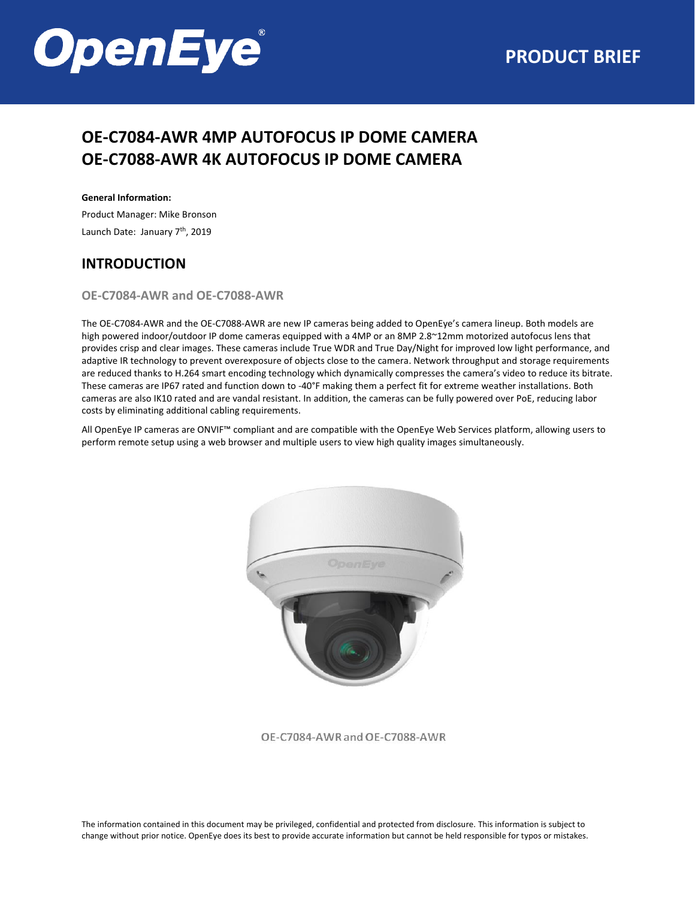# OpenEye®

**PRODUCT BRIEF**

# OE-C7084-AWR 4MP AUTOFOCUS IP DOME CAMERA
# OE-C7088-AWR 4K AUTOFOCUS IP DOME CAMERA

**General Information:**

Product Manager: Mike Bronson

Launch Date: January 7th, 2019

## INTRODUCTION

### OE-C7084-AWR and OE-C7088-AWR

The OE-C7084-AWR and the OE-C7088-AWR are new IP cameras being added to OpenEye's camera lineup. Both models are high powered indoor/outdoor IP dome cameras equipped with a 4MP or an 8MP 2.8~12mm motorized autofocus lens that provides crisp and clear images. These cameras include True WDR and True Day/Night for improved low light performance, and adaptive IR technology to prevent overexposure of objects close to the camera. Network throughput and storage requirements are reduced thanks to H.264 smart encoding technology which dynamically compresses the camera's video to reduce its bitrate. These cameras are IP67 rated and function down to -40˚F making them a perfect fit for extreme weather installations. Both cameras are also IK10 rated and are vandal resistant. In addition, the cameras can be fully powered over PoE, reducing labor costs by eliminating additional cabling requirements.

All OpenEye IP cameras are ONVIF™ compliant and are compatible with the OpenEye Web Services platform, allowing users to perform remote setup using a web browser and multiple users to view high quality images simultaneously.

OE-C7084-AWR and OE-C7088-AWR

The information contained in this document may be privileged, confidential and protected from disclosure. This information is subject to change without prior notice. OpenEye does its best to provide accurate information but cannot be held responsible for typos or mistakes.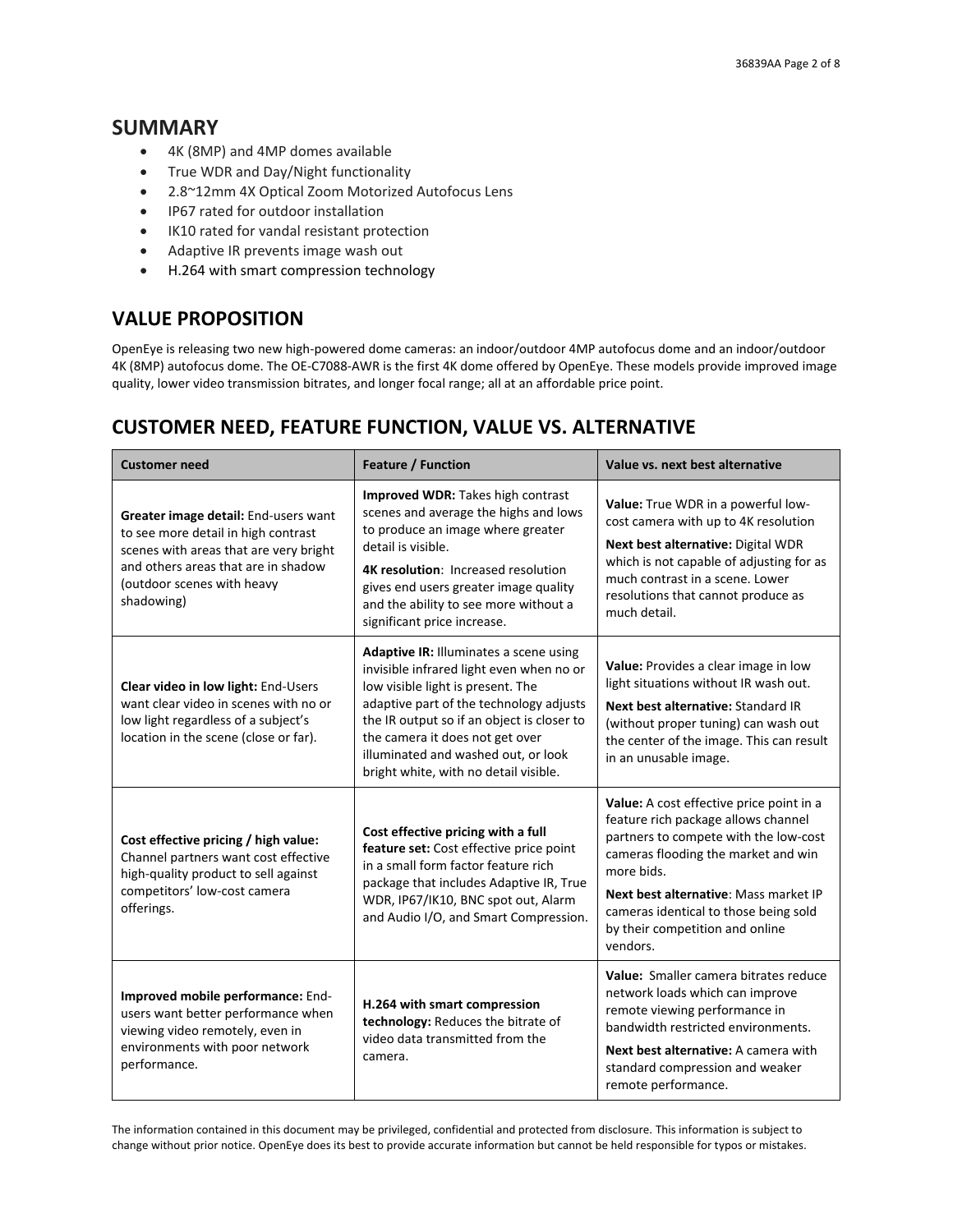## SUMMARY

- 4K (8MP) and 4MP domes available
- True WDR and Day/Night functionality
- 2.8~12mm 4X Optical Zoom Motorized Autofocus Lens
- IP67 rated for outdoor installation
- IK10 rated for vandal resistant protection
- Adaptive IR prevents image wash out
- H.264 with smart compression technology

## VALUE PROPOSITION

OpenEye is releasing two new high-powered dome cameras: an indoor/outdoor 4MP autofocus dome and an indoor/outdoor 4K (8MP) autofocus dome. The OE-C7088-AWR is the first 4K dome offered by OpenEye. These models provide improved image quality, lower video transmission bitrates, and longer focal range; all at an affordable price point.

## CUSTOMER NEED, FEATURE FUNCTION, VALUE VS. ALTERNATIVE

| Customer need | Feature / Function | Value vs. next best alternative |
|---|---|---|
| **Greater image detail:** End-users want to see more detail in high contrast scenes with areas that are very bright and others areas that are in shadow (outdoor scenes with heavy shadowing) | **Improved WDR:** Takes high contrast scenes and average the highs and lows to produce an image where greater detail is visible.<br>**4K resolution**: Increased resolution gives end users greater image quality and the ability to see more without a significant price increase. | **Value:** True WDR in a powerful low-cost camera with up to 4K resolution<br>**Next best alternative:** Digital WDR which is not capable of adjusting for as much contrast in a scene. Lower resolutions that cannot produce as much detail. |
| **Clear video in low light:** End-Users want clear video in scenes with no or low light regardless of a subject's location in the scene (close or far). | **Adaptive IR:** Illuminates a scene using invisible infrared light even when no or low visible light is present. The adaptive part of the technology adjusts the IR output so if an object is closer to the camera it does not get over illuminated and washed out, or look bright white, with no detail visible. | **Value:** Provides a clear image in low light situations without IR wash out.<br>**Next best alternative:** Standard IR (without proper tuning) can wash out the center of the image. This can result in an unusable image. |
| **Cost effective pricing / high value:** Channel partners want cost effective high-quality product to sell against competitors' low-cost camera offerings. | **Cost effective pricing with a full feature set:** Cost effective price point in a small form factor feature rich package that includes Adaptive IR, True WDR, IP67/IK10, BNC spot out, Alarm and Audio I/O, and Smart Compression. | **Value:** A cost effective price point in a feature rich package allows channel partners to compete with the low-cost cameras flooding the market and win more bids.<br>**Next best alternative**: Mass market IP cameras identical to those being sold by their competition and online vendors. |
| **Improved mobile performance:** End-users want better performance when viewing video remotely, even in environments with poor network performance. | **H.264 with smart compression technology:** Reduces the bitrate of video data transmitted from the camera. | **Value:** Smaller camera bitrates reduce network loads which can improve remote viewing performance in bandwidth restricted environments.<br>**Next best alternative:** A camera with standard compression and weaker remote performance. |

The information contained in this document may be privileged, confidential and protected from disclosure. This information is subject to change without prior notice. OpenEye does its best to provide accurate information but cannot be held responsible for typos or mistakes.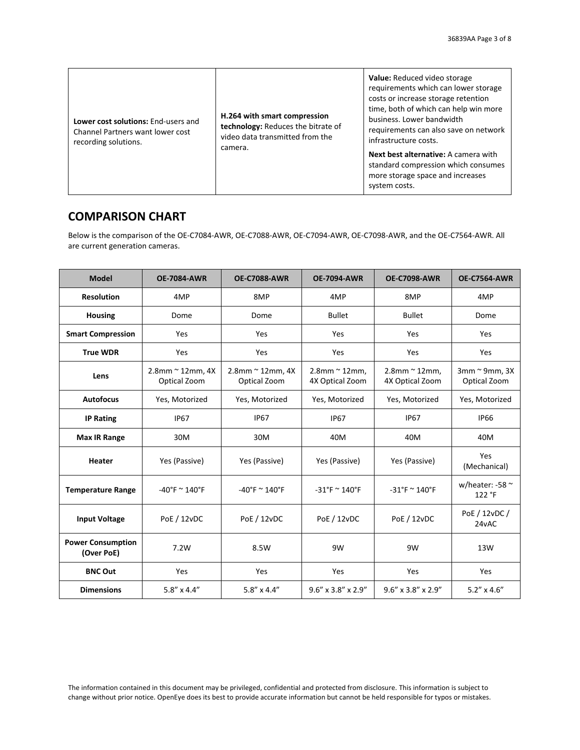| | | |
|---|---|---|
| **Lower cost solutions:** End-users and Channel Partners want lower cost recording solutions. | **H.264 with smart compression technology:** Reduces the bitrate of video data transmitted from the camera. | **Value:** Reduced video storage requirements which can lower storage costs or increase storage retention time, both of which can help win more business. Lower bandwidth requirements can also save on network infrastructure costs.<br><br>**Next best alternative:** A camera with standard compression which consumes more storage space and increases system costs. |

## COMPARISON CHART

Below is the comparison of the OE-C7084-AWR, OE-C7088-AWR, OE-C7094-AWR, OE-C7098-AWR, and the OE-C7564-AWR. All are current generation cameras.

| Model | OE-7084-AWR | OE-C7088-AWR | OE-7094-AWR | OE-C7098-AWR | OE-C7564-AWR |
|---|---|---|---|---|---|
| **Resolution** | 4MP | 8MP | 4MP | 8MP | 4MP |
| **Housing** | Dome | Dome | Bullet | Bullet | Dome |
| **Smart Compression** | Yes | Yes | Yes | Yes | Yes |
| **True WDR** | Yes | Yes | Yes | Yes | Yes |
| **Lens** | 2.8mm ~ 12mm, 4X Optical Zoom | 2.8mm ~ 12mm, 4X Optical Zoom | 2.8mm ~ 12mm, 4X Optical Zoom | 2.8mm ~ 12mm, 4X Optical Zoom | 3mm ~ 9mm, 3X Optical Zoom |
| **Autofocus** | Yes, Motorized | Yes, Motorized | Yes, Motorized | Yes, Motorized | Yes, Motorized |
| **IP Rating** | IP67 | IP67 | IP67 | IP67 | IP66 |
| **Max IR Range** | 30M | 30M | 40M | 40M | 40M |
| **Heater** | Yes (Passive) | Yes (Passive) | Yes (Passive) | Yes (Passive) | Yes (Mechanical) |
| **Temperature Range** | -40°F ~ 140°F | -40°F ~ 140°F | -31°F ~ 140°F | -31°F ~ 140°F | w/heater: -58 ~ 122 °F |
| **Input Voltage** | PoE / 12vDC | PoE / 12vDC | PoE / 12vDC | PoE / 12vDC | PoE / 12vDC / 24vAC |
| **Power Consumption (Over PoE)** | 7.2W | 8.5W | 9W | 9W | 13W |
| **BNC Out** | Yes | Yes | Yes | Yes | Yes |
| **Dimensions** | 5.8" x 4.4" | 5.8" x 4.4" | 9.6" x 3.8" x 2.9" | 9.6" x 3.8" x 2.9" | 5.2" x 4.6" |

The information contained in this document may be privileged, confidential and protected from disclosure. This information is subject to change without prior notice. OpenEye does its best to provide accurate information but cannot be held responsible for typos or mistakes.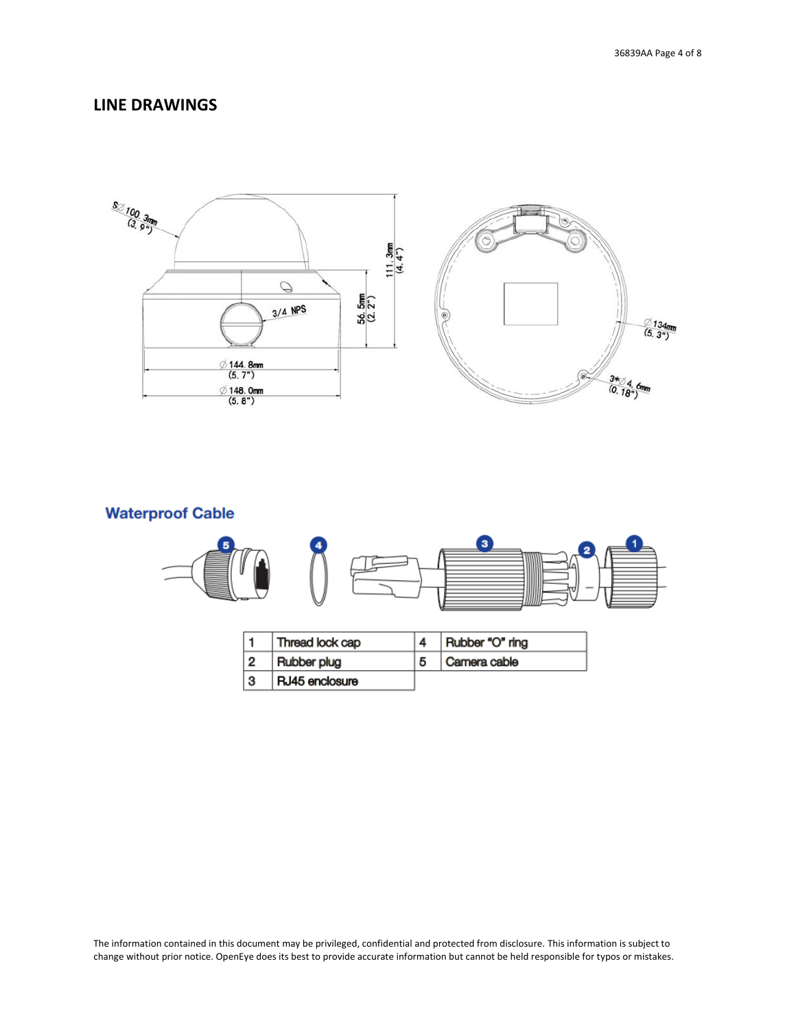## LINE DRAWINGS

### Waterproof Cable

| 1 | Thread lock cap | 4 | Rubber "O" ring |
|---|---|---|---|
| 2 | Rubber plug | 5 | Camera cable |
| 3 | RJ45 enclosure | | |

The information contained in this document may be privileged, confidential and protected from disclosure. This information is subject to change without prior notice. OpenEye does its best to provide accurate information but cannot be held responsible for typos or mistakes.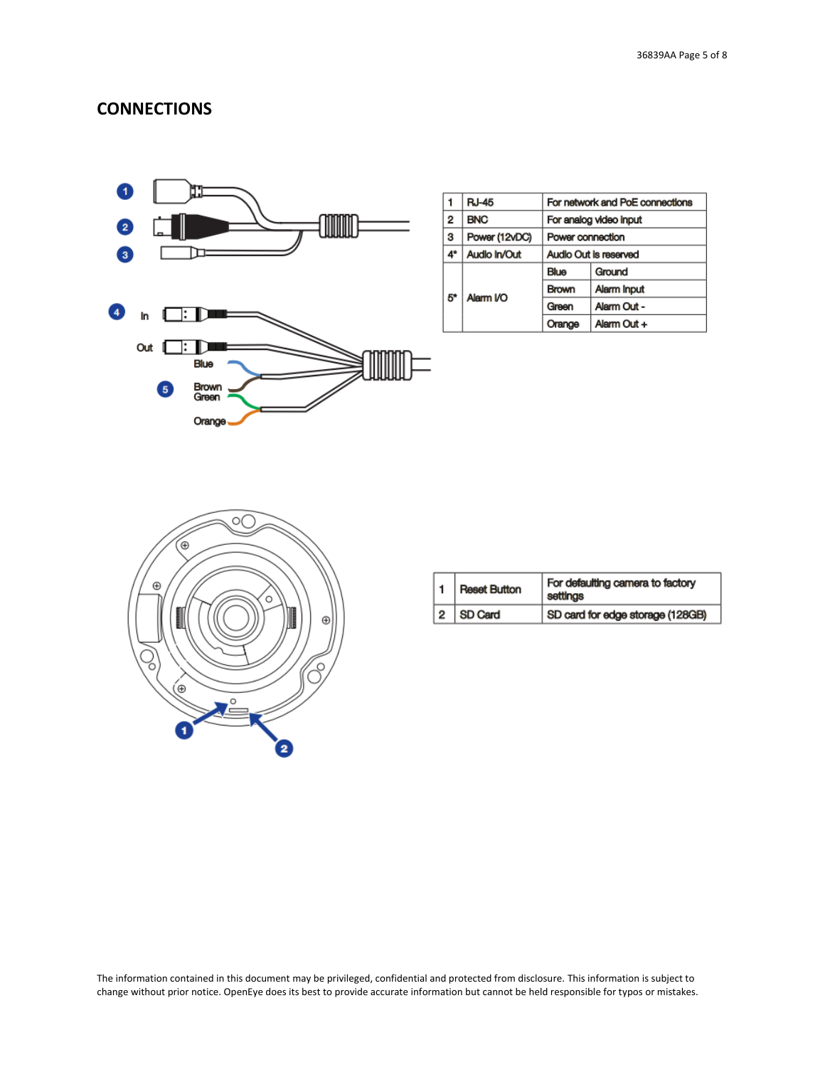## CONNECTIONS

| 1 | RJ-45 | For network and PoE connections | |
|---|---|---|---|
| 2 | BNC | For analog video input | |
| 3 | Power (12vDC) | Power connection | |
| 4* | Audio In/Out | Audio Out is reserved | |
| 5* | Alarm I/O | Blue | Ground |
| | | Brown | Alarm Input |
| | | Green | Alarm Out - |
| | | Orange | Alarm Out + |

| 1 | Reset Button | For defaulting camera to factory settings |
|---|---|---|
| 2 | SD Card | SD card for edge storage (128GB) |

The information contained in this document may be privileged, confidential and protected from disclosure. This information is subject to change without prior notice. OpenEye does its best to provide accurate information but cannot be held responsible for typos or mistakes.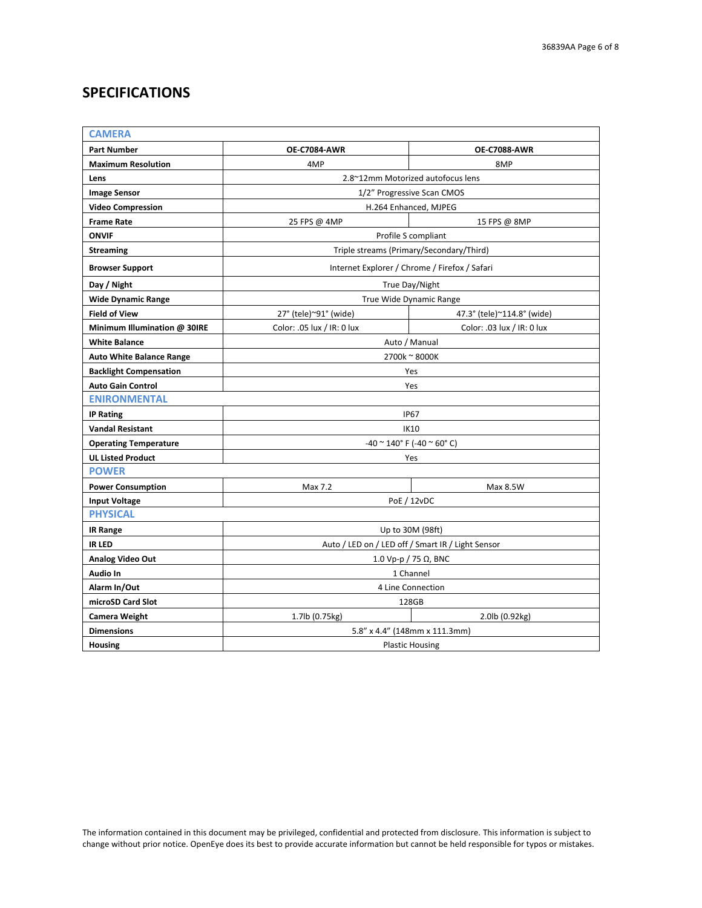## SPECIFICATIONS

| CAMERA | | |
|---|---|---|
| **Part Number** | **OE-C7084-AWR** | **OE-C7088-AWR** |
| **Maximum Resolution** | 4MP | 8MP |
| **Lens** | 2.8~12mm Motorized autofocus lens | |
| **Image Sensor** | 1/2" Progressive Scan CMOS | |
| **Video Compression** | H.264 Enhanced, MJPEG | |
| **Frame Rate** | 25 FPS @ 4MP | 15 FPS @ 8MP |
| **ONVIF** | Profile S compliant | |
| **Streaming** | Triple streams (Primary/Secondary/Third) | |
| **Browser Support** | Internet Explorer / Chrome / Firefox / Safari | |
| **Day / Night** | True Day/Night | |
| **Wide Dynamic Range** | True Wide Dynamic Range | |
| **Field of View** | 27° (tele)~91° (wide) | 47.3° (tele)~114.8° (wide) |
| **Minimum Illumination @ 30IRE** | Color: .05 lux / IR: 0 lux | Color: .03 lux / IR: 0 lux |
| **White Balance** | Auto / Manual | |
| **Auto White Balance Range** | 2700k ~ 8000K | |
| **Backlight Compensation** | Yes | |
| **Auto Gain Control** | Yes | |
| **ENIRONMENTAL** | | |
| **IP Rating** | IP67 | |
| **Vandal Resistant** | IK10 | |
| **Operating Temperature** | -40 ~ 140° F (-40 ~ 60° C) | |
| **UL Listed Product** | Yes | |
| **POWER** | | |
| **Power Consumption** | Max 7.2 | Max 8.5W |
| **Input Voltage** | PoE / 12vDC | |
| **PHYSICAL** | | |
| **IR Range** | Up to 30M (98ft) | |
| **IR LED** | Auto / LED on / LED off / Smart IR / Light Sensor | |
| **Analog Video Out** | 1.0 Vp-p / 75 Ω, BNC | |
| **Audio In** | 1 Channel | |
| **Alarm In/Out** | 4 Line Connection | |
| **microSD Card Slot** | 128GB | |
| **Camera Weight** | 1.7lb (0.75kg) | 2.0lb (0.92kg) |
| **Dimensions** | 5.8" x 4.4" (148mm x 111.3mm) | |
| **Housing** | Plastic Housing | |

The information contained in this document may be privileged, confidential and protected from disclosure. This information is subject to change without prior notice. OpenEye does its best to provide accurate information but cannot be held responsible for typos or mistakes.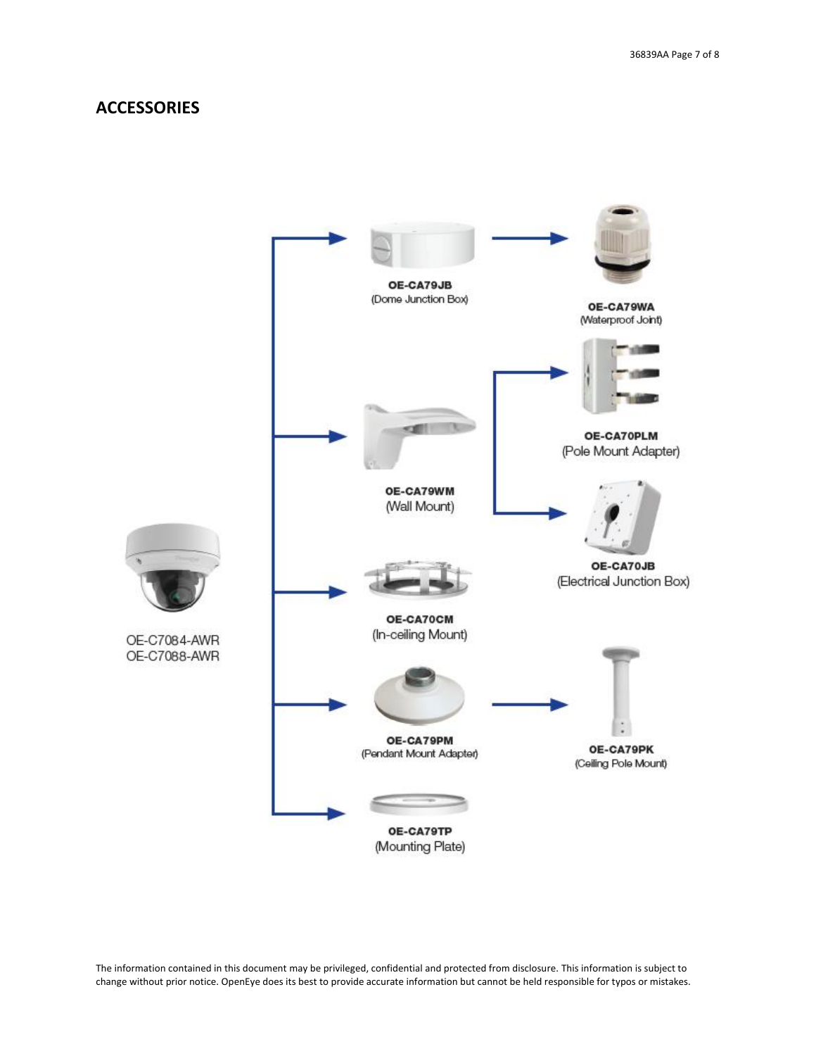## ACCESSORIES

OE-C7084-AWR
OE-C7088-AWR

OE-CA79JB
(Dome Junction Box)

OE-CA79WA
(Waterproof Joint)

OE-CA79WM
(Wall Mount)

OE-CA70PLM
(Pole Mount Adapter)

OE-CA70JB
(Electrical Junction Box)

OE-CA70CM
(In-ceiling Mount)

OE-CA79PM
(Pendant Mount Adapter)

OE-CA79PK
(Ceiling Pole Mount)

OE-CA79TP
(Mounting Plate)

The information contained in this document may be privileged, confidential and protected from disclosure. This information is subject to change without prior notice. OpenEye does its best to provide accurate information but cannot be held responsible for typos or mistakes.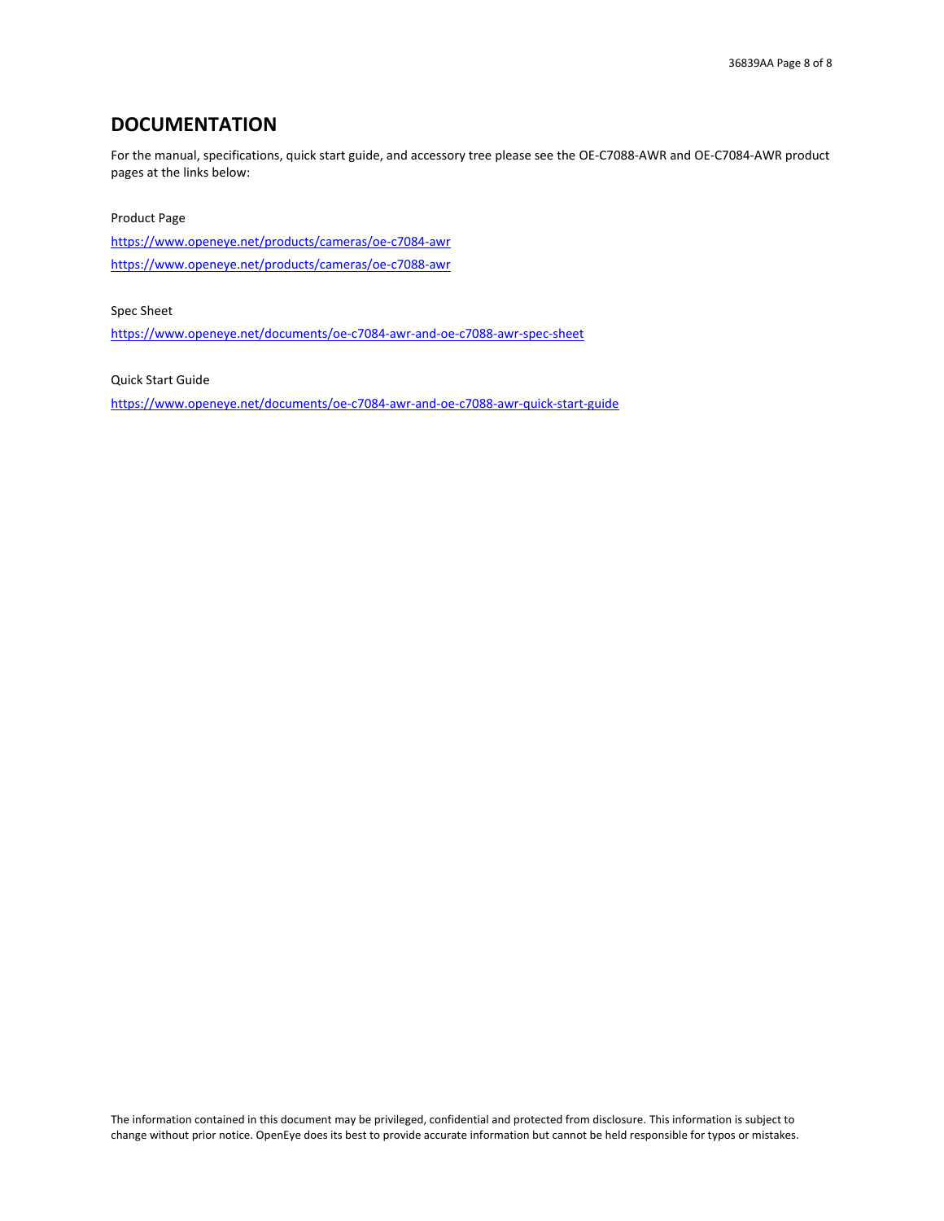# DOCUMENTATION

For the manual, specifications, quick start guide, and accessory tree please see the OE-C7088-AWR and OE-C7084-AWR product pages at the links below:

Product Page

https://www.openeye.net/products/cameras/oe-c7084-awr

https://www.openeye.net/products/cameras/oe-c7088-awr

Spec Sheet

https://www.openeye.net/documents/oe-c7084-awr-and-oe-c7088-awr-spec-sheet

Quick Start Guide

https://www.openeye.net/documents/oe-c7084-awr-and-oe-c7088-awr-quick-start-guide

The information contained in this document may be privileged, confidential and protected from disclosure. This information is subject to change without prior notice. OpenEye does its best to provide accurate information but cannot be held responsible for typos or mistakes.